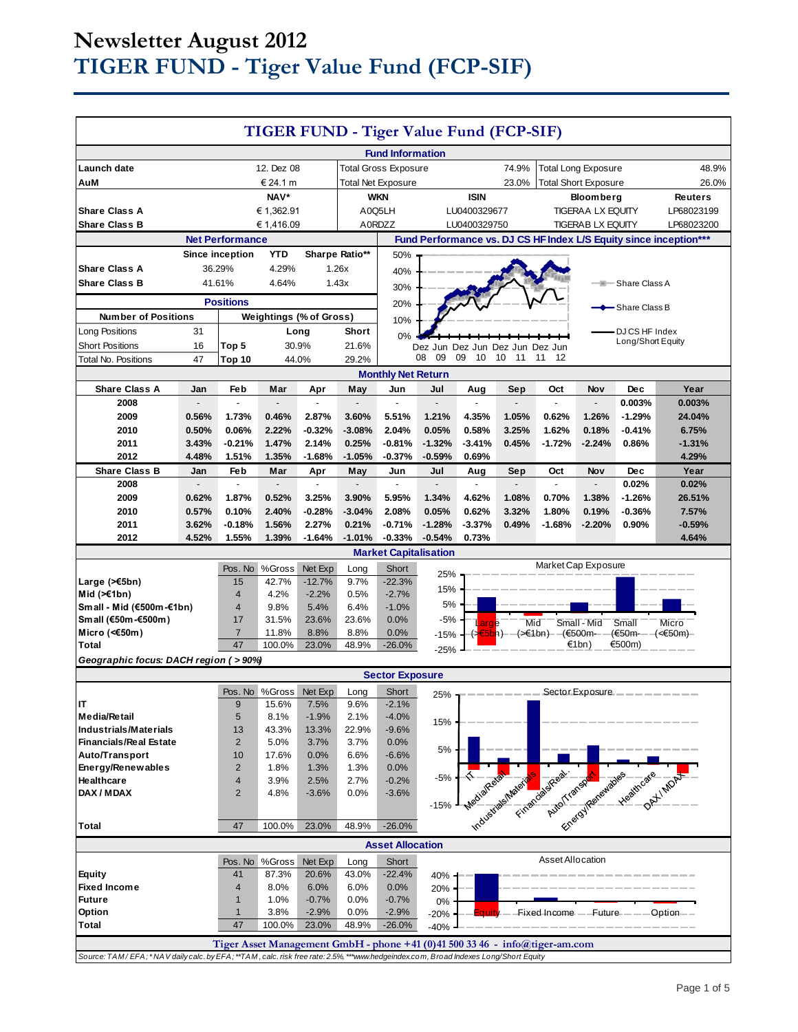# Newsletter August 2012
# TIGER FUND - Tiger Value Fund (FCP-SIF)

## TIGER FUND - Tiger Value Fund (FCP-SIF)

### Fund Information

| | | | | | |
|---|---|---|---|---|---|
| Launch date | 12. Dez 08 | Total Gross Exposure | 74.9% | Total Long Exposure | 48.9% |
| AuM | € 24.1 m | Total Net Exposure | 23.0% | Total Short Exposure | 26.0% |

| | NAV* | WKN | ISIN | Bloomberg | Reuters |
|---|---|---|---|---|---|
| Share Class A | € 1,362.91 | A0Q5LH | LU0400329677 | TIGERAA LX EQUITY | LP68023199 |
| Share Class B | € 1,416.09 | A0RDZZ | LU0400329750 | TIGERAB LX EQUITY | LP68023200 |

### Net Performance

| | Since inception | YTD | Sharpe Ratio** |
|---|---|---|---|
| Share Class A | 36.29% | 4.29% | 1.26x |
| Share Class B | 41.61% | 4.64% | 1.43x |

### Positions

| Number of Positions | | Weightings (% of Gross) | Long | Short |
|---|---|---|---|---|
| Long Positions | 31 | | | |
| Short Positions | 16 | Top 5 | 30.9% | 21.6% |
| Total No. Positions | 47 | Top 10 | 44.0% | 29.2% |

### Fund Performance vs. DJ CS HF Index L/S Equity since inception***

Legend: Share Class A; Share Class B; DJ CS HF Index Long/Short Equity

### Monthly Net Return

| Share Class A | Jan | Feb | Mar | Apr | May | Jun | Jul | Aug | Sep | Oct | Nov | Dec | Year |
|---|---|---|---|---|---|---|---|---|---|---|---|---|---|
| 2008 | - | - | - | - | - | - | - | - | - | - | - | 0.003% | 0.003% |
| 2009 | 0.56% | 1.73% | 0.46% | 2.87% | 3.60% | 5.51% | 1.21% | 4.35% | 1.05% | 0.62% | 1.26% | -1.29% | 24.04% |
| 2010 | 0.50% | 0.06% | 2.22% | -0.32% | -3.08% | 2.04% | 0.05% | 0.58% | 3.25% | 1.62% | 0.18% | -0.41% | 6.75% |
| 2011 | 3.43% | -0.21% | 1.47% | 2.14% | 0.25% | -0.81% | -1.32% | -3.41% | 0.45% | -1.72% | -2.24% | 0.86% | -1.31% |
| 2012 | 4.48% | 1.51% | 1.35% | -1.68% | -1.05% | -0.37% | -0.59% | 0.69% | | | | | 4.29% |

| Share Class B | Jan | Feb | Mar | Apr | May | Jun | Jul | Aug | Sep | Oct | Nov | Dec | Year |
|---|---|---|---|---|---|---|---|---|---|---|---|---|---|
| 2008 | - | - | - | - | - | - | - | - | - | - | - | 0.02% | 0.02% |
| 2009 | 0.62% | 1.87% | 0.52% | 3.25% | 3.90% | 5.95% | 1.34% | 4.62% | 1.08% | 0.70% | 1.38% | -1.26% | 26.51% |
| 2010 | 0.57% | 0.10% | 2.40% | -0.28% | -3.04% | 2.08% | 0.05% | 0.62% | 3.32% | 1.80% | 0.19% | -0.36% | 7.57% |
| 2011 | 3.62% | -0.18% | 1.56% | 2.27% | 0.21% | -0.71% | -1.28% | -3.37% | 0.49% | -1.68% | -2.20% | 0.90% | -0.59% |
| 2012 | 4.52% | 1.55% | 1.39% | -1.64% | -1.01% | -0.33% | -0.54% | 0.73% | | | | | 4.64% |

### Market Capitalisation

| | Pos. No | %Gross | Net Exp | Long | Short |
|---|---|---|---|---|---|
| Large (>€5bn) | 15 | 42.7% | -12.7% | 9.7% | -22.3% |
| Mid (>€1bn) | 4 | 4.2% | -2.2% | 0.5% | -2.7% |
| Small - Mid (€500m-€1bn) | 4 | 9.8% | 5.4% | 6.4% | -1.0% |
| Small (€50m-€500m) | 17 | 31.5% | 23.6% | 23.6% | 0.0% |
| Micro (<€50m) | 7 | 11.8% | 8.8% | 8.8% | 0.0% |
| Total | 47 | 100.0% | 23.0% | 48.9% | -26.0% |

*Geographic focus: DACH region ( > 90%)*

### Sector Exposure

| | Pos. No | %Gross | Net Exp | Long | Short |
|---|---|---|---|---|---|
| IT | 9 | 15.6% | 7.5% | 9.6% | -2.1% |
| Media/Retail | 5 | 8.1% | -1.9% | 2.1% | -4.0% |
| Industrials/Materials | 13 | 43.3% | 13.3% | 22.9% | -9.6% |
| Financials/Real Estate | 2 | 5.0% | 3.7% | 3.7% | 0.0% |
| Auto/Transport | 10 | 17.6% | 0.0% | 6.6% | -6.6% |
| Energy/Renewables | 2 | 1.8% | 1.3% | 1.3% | 0.0% |
| Healthcare | 4 | 3.9% | 2.5% | 2.7% | -0.2% |
| DAX / MDAX | 2 | 4.8% | -3.6% | 0.0% | -3.6% |
| Total | 47 | 100.0% | 23.0% | 48.9% | -26.0% |

### Asset Allocation

| | Pos. No | %Gross | Net Exp | Long | Short |
|---|---|---|---|---|---|
| Equity | 41 | 87.3% | 20.6% | 43.0% | -22.4% |
| Fixed Income | 4 | 8.0% | 6.0% | 6.0% | 0.0% |
| Future | 1 | 1.0% | -0.7% | 0.0% | -0.7% |
| Option | 1 | 3.8% | -2.9% | 0.0% | -2.9% |
| Total | 47 | 100.0% | 23.0% | 48.9% | -26.0% |

**Tiger Asset Management GmbH - phone +41 (0)41 500 33 46 - info@tiger-am.com**

*Source: TAM / EFA; * NAV daily calc. by EFA; **TAM, calc. risk free rate: 2.5%, ***www.hedgeindex.com, Broad Indexes Long/Short Equity*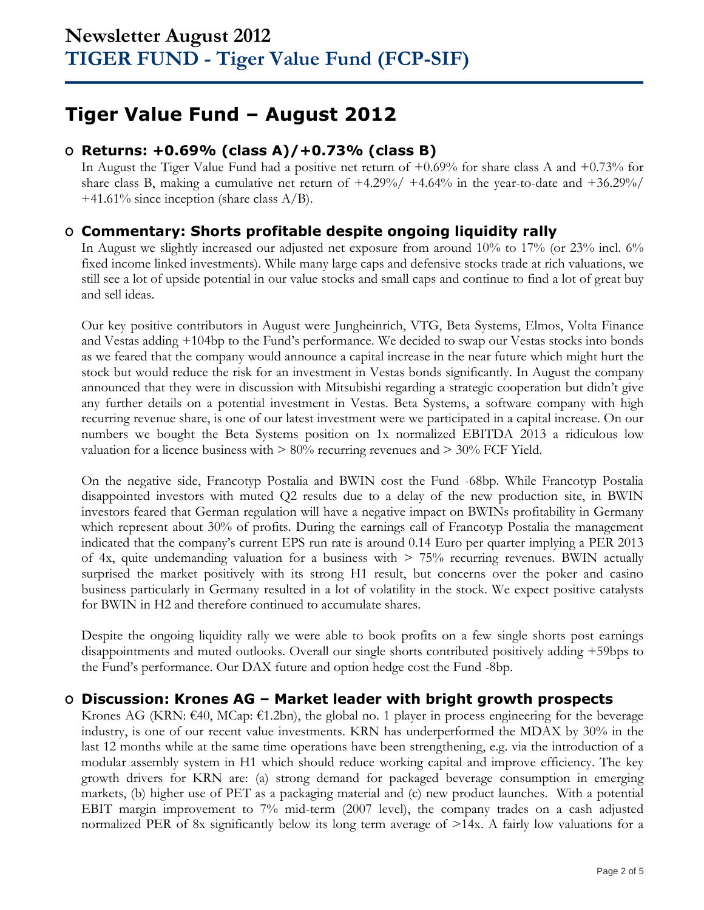# Newsletter August 2012
# TIGER FUND - Tiger Value Fund (FCP-SIF)

## Tiger Value Fund – August 2012

### Returns: +0.69% (class A)/+0.73% (class B)

In August the Tiger Value Fund had a positive net return of +0.69% for share class A and +0.73% for share class B, making a cumulative net return of +4.29%/ +4.64% in the year-to-date and +36.29%/ +41.61% since inception (share class A/B).

### Commentary: Shorts profitable despite ongoing liquidity rally

In August we slightly increased our adjusted net exposure from around 10% to 17% (or 23% incl. 6% fixed income linked investments). While many large caps and defensive stocks trade at rich valuations, we still see a lot of upside potential in our value stocks and small caps and continue to find a lot of great buy and sell ideas.

Our key positive contributors in August were Jungheinrich, VTG, Beta Systems, Elmos, Volta Finance and Vestas adding +104bp to the Fund's performance. We decided to swap our Vestas stocks into bonds as we feared that the company would announce a capital increase in the near future which might hurt the stock but would reduce the risk for an investment in Vestas bonds significantly. In August the company announced that they were in discussion with Mitsubishi regarding a strategic cooperation but didn't give any further details on a potential investment in Vestas. Beta Systems, a software company with high recurring revenue share, is one of our latest investment were we participated in a capital increase. On our numbers we bought the Beta Systems position on 1x normalized EBITDA 2013 a ridiculous low valuation for a licence business with > 80% recurring revenues and > 30% FCF Yield.

On the negative side, Francotyp Postalia and BWIN cost the Fund -68bp. While Francotyp Postalia disappointed investors with muted Q2 results due to a delay of the new production site, in BWIN investors feared that German regulation will have a negative impact on BWINs profitability in Germany which represent about 30% of profits. During the earnings call of Francotyp Postalia the management indicated that the company's current EPS run rate is around 0.14 Euro per quarter implying a PER 2013 of 4x, quite undemanding valuation for a business with > 75% recurring revenues. BWIN actually surprised the market positively with its strong H1 result, but concerns over the poker and casino business particularly in Germany resulted in a lot of volatility in the stock. We expect positive catalysts for BWIN in H2 and therefore continued to accumulate shares.

Despite the ongoing liquidity rally we were able to book profits on a few single shorts post earnings disappointments and muted outlooks. Overall our single shorts contributed positively adding +59bps to the Fund's performance. Our DAX future and option hedge cost the Fund -8bp.

### Discussion: Krones AG – Market leader with bright growth prospects

Krones AG (KRN: €40, MCap: €1.2bn), the global no. 1 player in process engineering for the beverage industry, is one of our recent value investments. KRN has underperformed the MDAX by 30% in the last 12 months while at the same time operations have been strengthening, e.g. via the introduction of a modular assembly system in H1 which should reduce working capital and improve efficiency. The key growth drivers for KRN are: (a) strong demand for packaged beverage consumption in emerging markets, (b) higher use of PET as a packaging material and (c) new product launches. With a potential EBIT margin improvement to 7% mid-term (2007 level), the company trades on a cash adjusted normalized PER of 8x significantly below its long term average of >14x. A fairly low valuations for a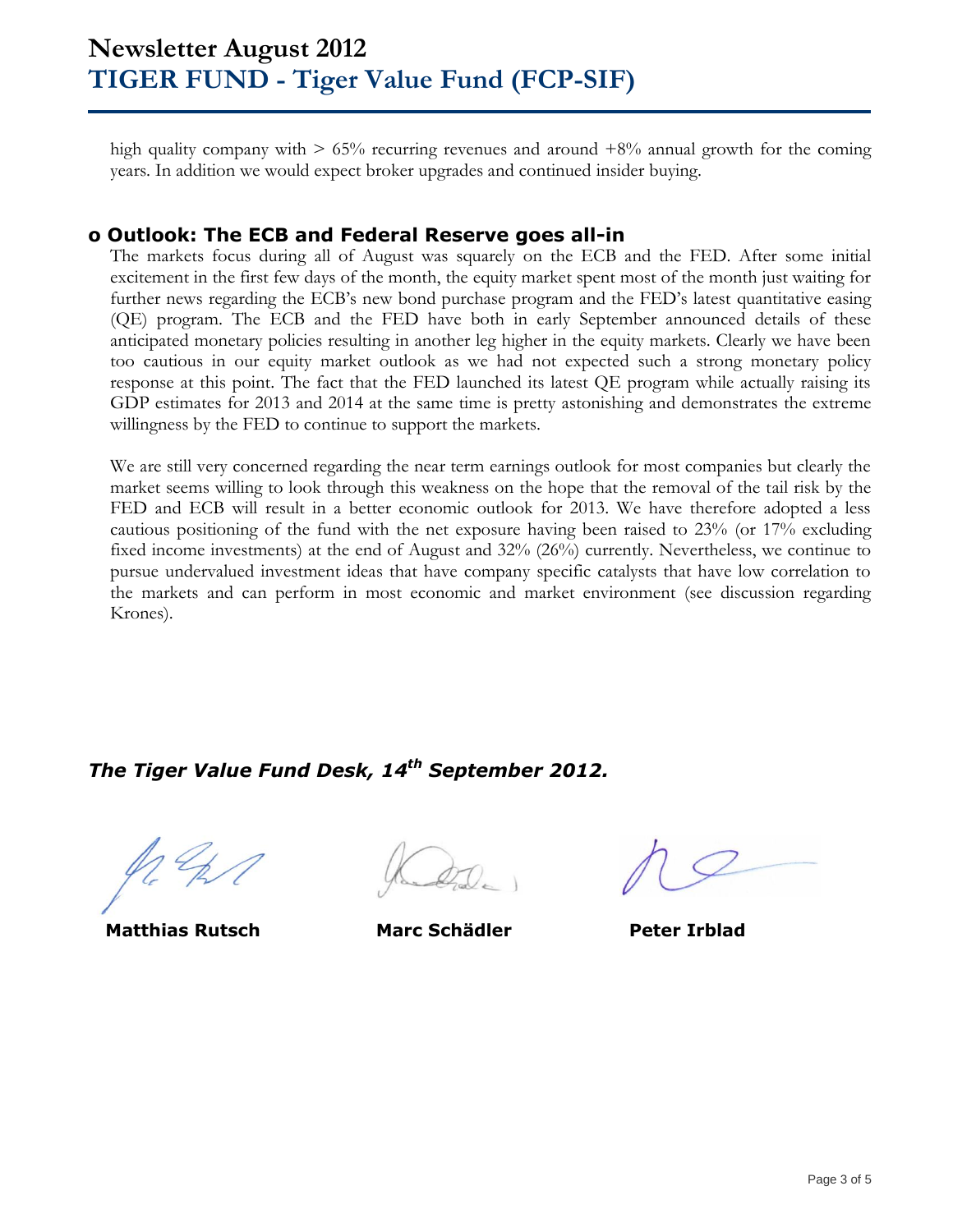high quality company with > 65% recurring revenues and around +8% annual growth for the coming years. In addition we would expect broker upgrades and continued insider buying.

## o Outlook: The ECB and Federal Reserve goes all-in

The markets focus during all of August was squarely on the ECB and the FED. After some initial excitement in the first few days of the month, the equity market spent most of the month just waiting for further news regarding the ECB's new bond purchase program and the FED's latest quantitative easing (QE) program. The ECB and the FED have both in early September announced details of these anticipated monetary policies resulting in another leg higher in the equity markets. Clearly we have been too cautious in our equity market outlook as we had not expected such a strong monetary policy response at this point. The fact that the FED launched its latest QE program while actually raising its GDP estimates for 2013 and 2014 at the same time is pretty astonishing and demonstrates the extreme willingness by the FED to continue to support the markets.

We are still very concerned regarding the near term earnings outlook for most companies but clearly the market seems willing to look through this weakness on the hope that the removal of the tail risk by the FED and ECB will result in a better economic outlook for 2013. We have therefore adopted a less cautious positioning of the fund with the net exposure having been raised to 23% (or 17% excluding fixed income investments) at the end of August and 32% (26%) currently. Nevertheless, we continue to pursue undervalued investment ideas that have company specific catalysts that have low correlation to the markets and can perform in most economic and market environment (see discussion regarding Krones).

***The Tiger Value Fund Desk, 14th September 2012.***

**Matthias Rutsch** **Marc Schädler** **Peter Irblad**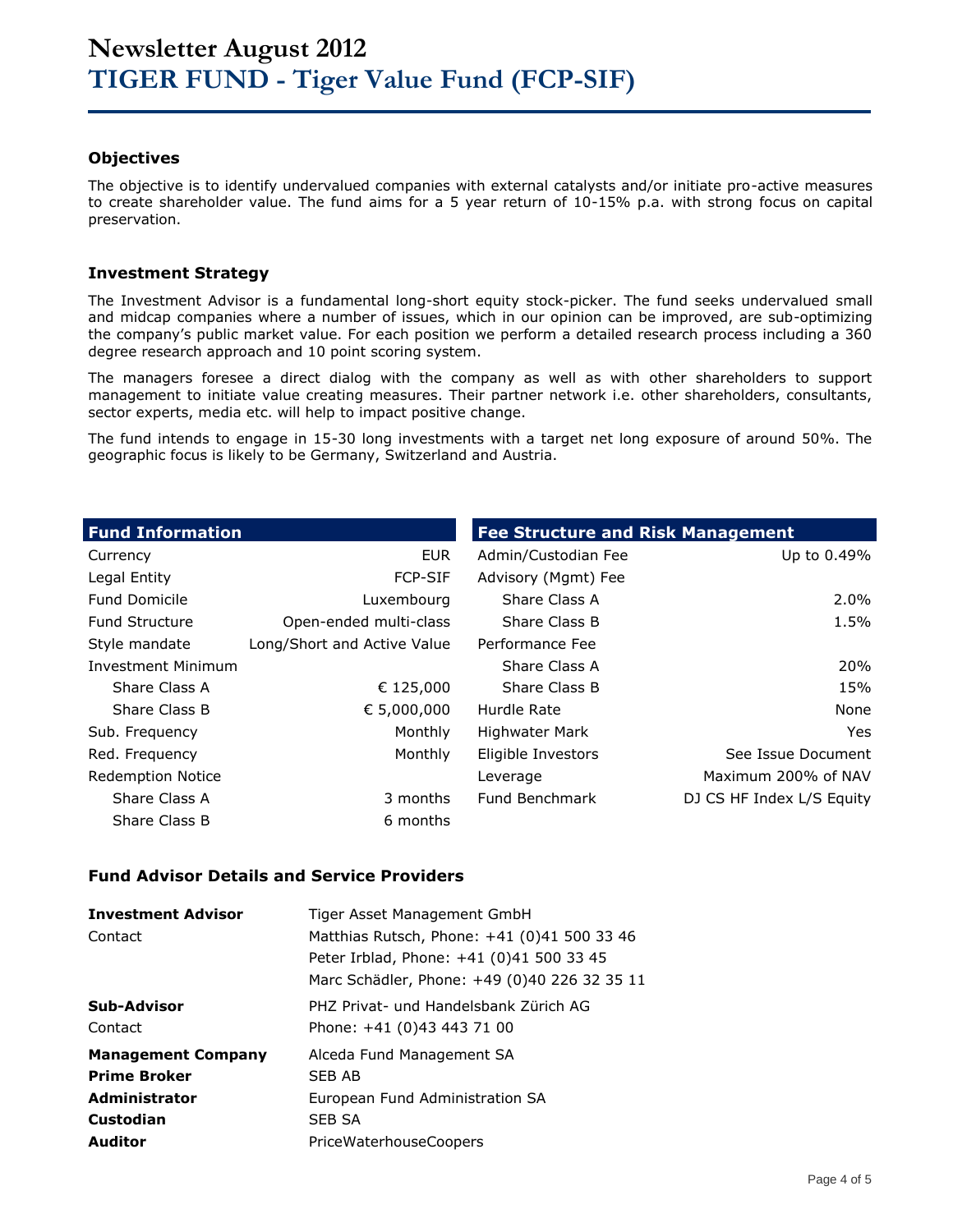# Newsletter August 2012
# TIGER FUND - Tiger Value Fund (FCP-SIF)

### Objectives

The objective is to identify undervalued companies with external catalysts and/or initiate pro-active measures to create shareholder value. The fund aims for a 5 year return of 10-15% p.a. with strong focus on capital preservation.

### Investment Strategy

The Investment Advisor is a fundamental long-short equity stock-picker. The fund seeks undervalued small and midcap companies where a number of issues, which in our opinion can be improved, are sub-optimizing the company's public market value. For each position we perform a detailed research process including a 360 degree research approach and 10 point scoring system.

The managers foresee a direct dialog with the company as well as with other shareholders to support management to initiate value creating measures. Their partner network i.e. other shareholders, consultants, sector experts, media etc. will help to impact positive change.

The fund intends to engage in 15-30 long investments with a target net long exposure of around 50%. The geographic focus is likely to be Germany, Switzerland and Austria.

| Fund Information | |
|---|---|
| Currency | EUR |
| Legal Entity | FCP-SIF |
| Fund Domicile | Luxembourg |
| Fund Structure | Open-ended multi-class |
| Style mandate | Long/Short and Active Value |
| Investment Minimum | |
| Share Class A | € 125,000 |
| Share Class B | € 5,000,000 |
| Sub. Frequency | Monthly |
| Red. Frequency | Monthly |
| Redemption Notice | |
| Share Class A | 3 months |
| Share Class B | 6 months |

| Fee Structure and Risk Management | |
|---|---|
| Admin/Custodian Fee | Up to 0.49% |
| Advisory (Mgmt) Fee | |
| Share Class A | 2.0% |
| Share Class B | 1.5% |
| Performance Fee | |
| Share Class A | 20% |
| Share Class B | 15% |
| Hurdle Rate | None |
| Highwater Mark | Yes |
| Eligible Investors | See Issue Document |
| Leverage | Maximum 200% of NAV |
| Fund Benchmark | DJ CS HF Index L/S Equity |

### Fund Advisor Details and Service Providers

| | |
|---|---|
| **Investment Advisor** | Tiger Asset Management GmbH |
| Contact | Matthias Rutsch, Phone: +41 (0)41 500 33 46 |
| | Peter Irblad, Phone: +41 (0)41 500 33 45 |
| | Marc Schädler, Phone: +49 (0)40 226 32 35 11 |
| **Sub-Advisor** | PHZ Privat- und Handelsbank Zürich AG |
| Contact | Phone: +41 (0)43 443 71 00 |
| **Management Company** | Alceda Fund Management SA |
| **Prime Broker** | SEB AB |
| **Administrator** | European Fund Administration SA |
| **Custodian** | SEB SA |
| **Auditor** | PriceWaterhouseCoopers |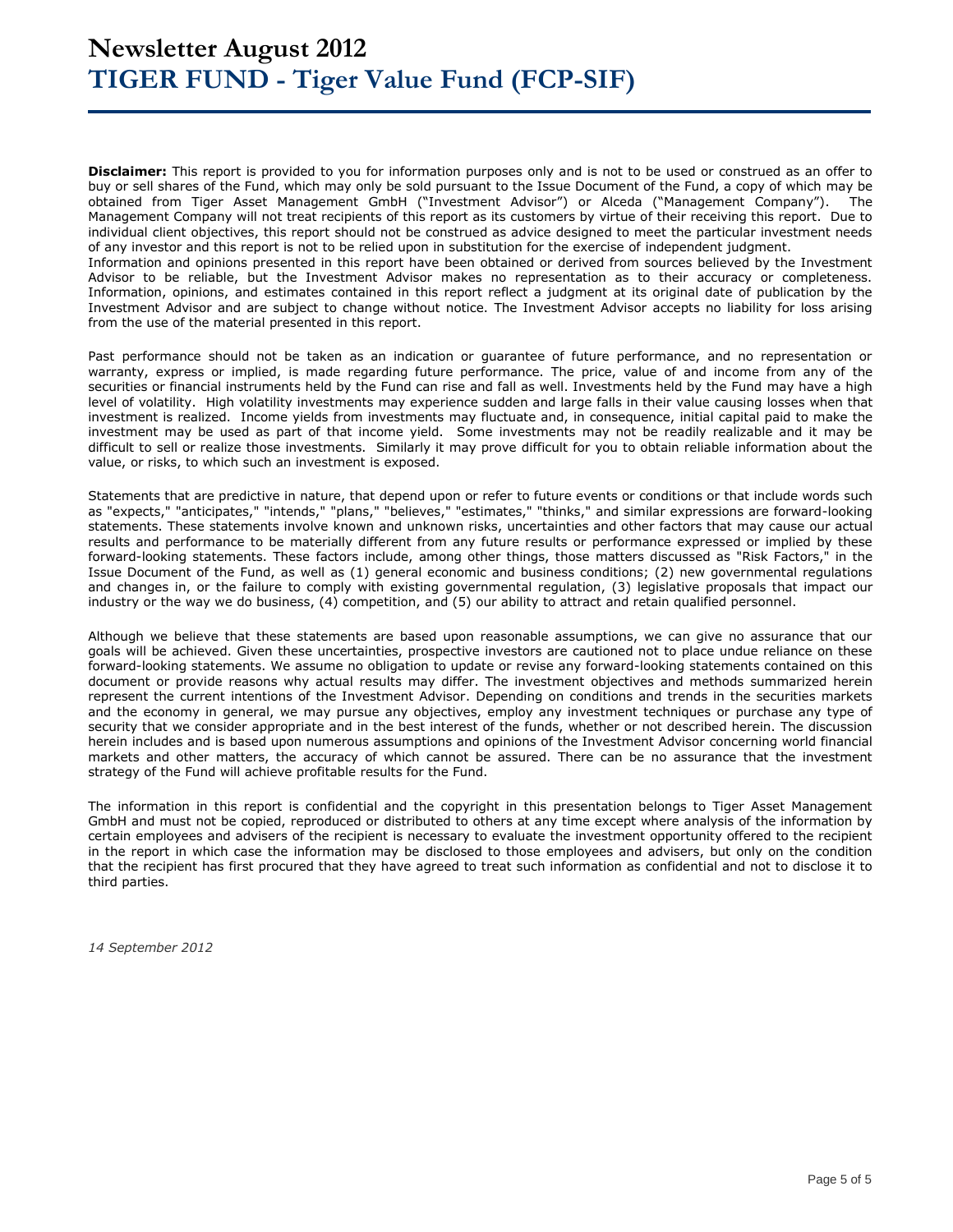**Disclaimer:** This report is provided to you for information purposes only and is not to be used or construed as an offer to buy or sell shares of the Fund, which may only be sold pursuant to the Issue Document of the Fund, a copy of which may be obtained from Tiger Asset Management GmbH ("Investment Advisor") or Alceda ("Management Company"). The Management Company will not treat recipients of this report as its customers by virtue of their receiving this report. Due to individual client objectives, this report should not be construed as advice designed to meet the particular investment needs of any investor and this report is not to be relied upon in substitution for the exercise of independent judgment.
Information and opinions presented in this report have been obtained or derived from sources believed by the Investment Advisor to be reliable, but the Investment Advisor makes no representation as to their accuracy or completeness. Information, opinions, and estimates contained in this report reflect a judgment at its original date of publication by the Investment Advisor and are subject to change without notice. The Investment Advisor accepts no liability for loss arising from the use of the material presented in this report.

Past performance should not be taken as an indication or guarantee of future performance, and no representation or warranty, express or implied, is made regarding future performance. The price, value of and income from any of the securities or financial instruments held by the Fund can rise and fall as well. Investments held by the Fund may have a high level of volatility. High volatility investments may experience sudden and large falls in their value causing losses when that investment is realized. Income yields from investments may fluctuate and, in consequence, initial capital paid to make the investment may be used as part of that income yield. Some investments may not be readily realizable and it may be difficult to sell or realize those investments. Similarly it may prove difficult for you to obtain reliable information about the value, or risks, to which such an investment is exposed.

Statements that are predictive in nature, that depend upon or refer to future events or conditions or that include words such as "expects," "anticipates," "intends," "plans," "believes," "estimates," "thinks," and similar expressions are forward-looking statements. These statements involve known and unknown risks, uncertainties and other factors that may cause our actual results and performance to be materially different from any future results or performance expressed or implied by these forward-looking statements. These factors include, among other things, those matters discussed as "Risk Factors," in the Issue Document of the Fund, as well as (1) general economic and business conditions; (2) new governmental regulations and changes in, or the failure to comply with existing governmental regulation, (3) legislative proposals that impact our industry or the way we do business, (4) competition, and (5) our ability to attract and retain qualified personnel.

Although we believe that these statements are based upon reasonable assumptions, we can give no assurance that our goals will be achieved. Given these uncertainties, prospective investors are cautioned not to place undue reliance on these forward-looking statements. We assume no obligation to update or revise any forward-looking statements contained on this document or provide reasons why actual results may differ. The investment objectives and methods summarized herein represent the current intentions of the Investment Advisor. Depending on conditions and trends in the securities markets and the economy in general, we may pursue any objectives, employ any investment techniques or purchase any type of security that we consider appropriate and in the best interest of the funds, whether or not described herein. The discussion herein includes and is based upon numerous assumptions and opinions of the Investment Advisor concerning world financial markets and other matters, the accuracy of which cannot be assured. There can be no assurance that the investment strategy of the Fund will achieve profitable results for the Fund.

The information in this report is confidential and the copyright in this presentation belongs to Tiger Asset Management GmbH and must not be copied, reproduced or distributed to others at any time except where analysis of the information by certain employees and advisers of the recipient is necessary to evaluate the investment opportunity offered to the recipient in the report in which case the information may be disclosed to those employees and advisers, but only on the condition that the recipient has first procured that they have agreed to treat such information as confidential and not to disclose it to third parties.

*14 September 2012*